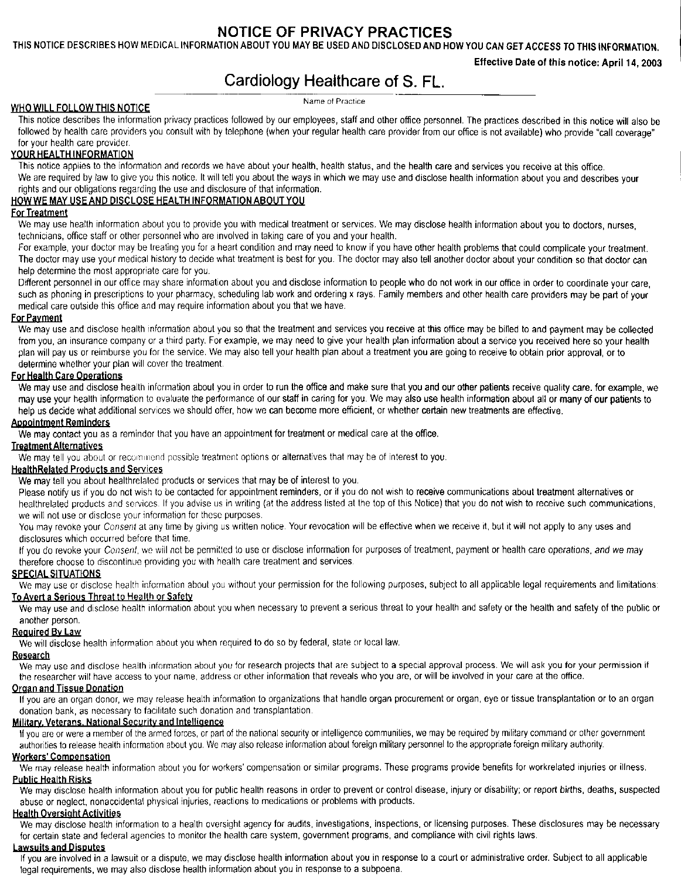# NOTICE OF PRIVACY PRACTICES

THIS NOTICE DESCRIBES HOW MEDICAL INFORMATION ABOUT YOU MAY BE USED AND DISCLOSED AND HOW YOU CAN GET ACCESS TO THIS INFORMATION.

**Effective Date of this notice: April 14, 2003**

## Cardiology Healthcare of S. FL.

Name of Practice

### WHO WILL FOLLOW THIS NOTICE

This notice describes the information privacy practices followed by our employees, staff and other office personnel. The practices described in this notice will also be followed by health care providers you consult with by telephone (when your regular health care provider from our office is not available) who provide "call coverage" for your health care provider.

### YOUR HEALTH INFORMATION

This notice applies to the information and records we have about your health, health status, and the health care and services you receive at this office.

We are required by law to give you this notice. It will tell you about the ways in which we may use and disclose health information about you and describes your rights and our obligations regarding the use and disclosure of that information.

### HOW WE MAY USE AND DISCLOSE HEALTH INFORMATION ABOUT YOU

#### For Treatment

We may use health information about you to provide you with medical treatment or services. We may disclose health information about you to doctors, nurses, technicians, office staff or other personnel who are involved in taking care of you and your health.

For example, your doctor may be treating you for a heart condition and may need to know if you have other health problems that could complicate your treatment. The doctor may use your medical history to decide what treatment is best for you. The doctor may also tell another doctor about your condition so that doctor can help determine the most appropriate care for you.

Different personnel in our office may share information about you and disclose information to people who do not work in our office in order to coordinate your care, such as phoning in prescriptions to your pharmacy, scheduling lab work and ordering x rays. Family members and other health care providers may be part of your medical care outside this office and may require information about you that we have.

#### For Payment

We may use and disclose health information about you so that the treatment and services you receive at this office may be billed to and payment may be collected from you, an insurance company or a third party. For example, we may need to give your health plan information about a service you received here so your health plan will pay us or reimburse you for the service. We may also tell your health plan about a treatment you are going to receive to obtain prior approval, or to determine whether your plan will cover the treatment.

#### For Health Care Operations

We may use and disclose health information about you in order to run the office and make sure that you and our other patients receive quality care. for example, we may use your health information to evaluate the performance of our staff in caring for you. We may also use health information about all or many of our patients to help us decide what additional services we should offer, how we can become more efficient, or whether certain new treatments are effective.

#### Appointment Reminders

We may contact you as a reminder that you have an appointment for treatment or medical care at the office.

#### Treatment Alternatives

We may tell you about or recommend possible treatment options or alternatives that may be of interest to you.

#### HealthRelated Products and Services

We may tell you about healthrelated products or services that may be of interest to you.

Please notify us if you do not wish to be contacted for appointment reminders, or if you do not wish to receive communications about treatment alternatives or healthrelated products and services. If you advise us in writing (at the address listed at the top of this Notice) that you do not wish to receive such communications, we will not use or disclose your information for these purposes.

You may revoke your *Consent* at any time by giving us written notice. Your revocation will be effective when we receive it, but it will not apply to any uses and disclosures which occurred before that time.

If you do revoke your *Consent*, we will not be permitted to use or disclose information for purposes of treatment, payment or health care *operations, and we may* therefore choose to discontinue providing you with health care treatment and services.

### SPECIAL SITUATIONS

We may use or disclose health information about you without your permission for the following purposes, subject to all applicable legal requirements and limitations:

#### To Avert a Serious Threat to Health or Safety

We may use and disclose health information about you when necessary to prevent a serious threat to your health and safety or the health and safety of the public or another person.

#### Required By Law

We will disclose health information about you when required to do so by federal, state or local law.

#### Research

We may use and disclose health information about you for research projects that are subject to a special approval process. We will ask you for your permission if the researcher will have access to your name, address or other information that reveals who you are, or will be involved in your care at the office.

#### Organ and Tissue Donation

If you are an organ donor, we may release health information to organizations that handle organ procurement or organ, eye or tissue transplantation or to an organ donation bank, as necessary to facilitate such donation and transplantation.

#### Military, Veterans, National Security and Intelligence

If you are or were a member of the armed forces, or part of the national security or intelligence communities, we may be required by military command or other government authorities to release health information about you. We may also release information about foreign military personnel to the appropriate foreign military authority.

#### Workers' Compensation

We may release health information about you for workers' compensation or similar programs. These programs provide benefits for workrelated injuries or illness.

#### Public Health Risks

We may disclose health information about you for public health reasons in order to prevent or control disease, injury or disability; or report births, deaths, suspected abuse or neglect, nonaccidental physical injuries, reactions to medications or problems with products.

#### Health Oversight Activities

We may disclose health information to a health oversight agency for audits, investigations, inspections, or licensing purposes. These disclosures may be necessary for certain state and federal agencies to monitor the health care system, government programs, and compliance with civil rights laws.

#### Lawsuits and Disputes

If you are involved in a lawsuit or a dispute, we may disclose health information about you in response to a court or administrative order. Subject to all applicable legal requirements, we may also disclose health information about you in response to a subpoena.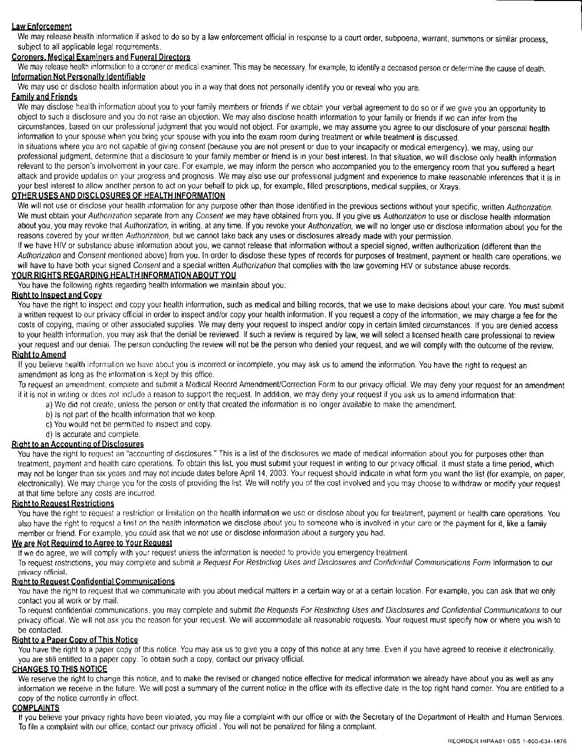**Law Enforcement**

We may release health information if asked to do so by a law enforcement official in response to a court order, subpoena, warrant, summons or similar process, subject to all applicable legal requirements.

**Coroners, Medical Examiners and Funeral Directors**

We may release health information to a coroner or medical examiner. This may be necessary, for example, to identify a deceased person or determine the cause of death.

**Information Not Personally Identifiable**

We may use or disclose health information about you in a way that does not personally identify you or reveal who you are.

**Family and Friends**

We may disclose health information about you to your family members or friends if we obtain your verbal agreement to do so or if we give you an opportunity to object to such a disclosure and you do not raise an objection. We may also disclose health information to your family or friends if we can infer from the circumstances, based on our professional judgment that you would not object. For example, we may assume you agree to our disclosure of your personal health information to your spouse when you bring your spouse with you into the exam room during treatment or while treatment is discussed.

In situations where you are not capable of giving consent (because you are not present or due to your incapacity or medical emergency), we may, using our professional judgment, determine that a disclosure to your family member or friend is in your best interest. In that situation, we will disclose only health information relevant to the person's involvement in your care. For example, we may inform the person who accompanied you to the emergency room that you suffered a heart attack and provide updates on your progress and prognosis. We may also use our professional judgment and experience to make reasonable inferences that it is in your best interest to allow another person to act on your behalf to pick up, for example, filled prescriptions, medical supplies, or Xrays.

**OTHER USES AND DISCLOSURES OF HEALTH INFORMATION**

We will not use or disclose your health information for any purpose other than those identified in the previous sections without your specific, written *Authorization*. We must obtain your *Authorization* separate from any *Consent* we may have obtained from you. If you give us *Authorization* to use or disclose health information about you, you may revoke that *Authorization*, in writing, at any time. If you revoke your *Authorization*, we will no longer use or disclose information about you for the reasons covered by your written *Authorization*, but we cannot take back any uses or disclosures already made with your permission.

If we have HIV or substance abuse information about you, we cannot release that information without a special signed, written authorization (different than the *Authorization* and *Consent* mentioned above) from you. In order to disclose these types of records for purposes of treatment, payment or health care operations, we will have to have both your signed *Consent* and a special written *Authorization* that complies with the law governing HIV or substance abuse records.

**YOUR RIGHTS REGARDING HEALTH INFORMATION ABOUT YOU**

You have the following rights regarding health information we maintain about you:

**Right to Inspect and Copy**

You have the right to inspect and copy your health information, such as medical and billing records, that we use to make decisions about your care. You must submit a written request to our privacy official in order to inspect and/or copy your health information. If you request a copy of the information, we may charge a fee for the costs of copying, mailing or other associated supplies. We may deny your request to inspect and/or copy in certain limited circumstances. If you are denied access to your health information, you may ask that the denial be reviewed. If such a review is required by law, we will select a licensed health care professional to review your request and our denial. The person conducting the review will not be the person who denied your request, and we will comply with the outcome of the review.

**Right to Amend**

If you believe health information we have about you is incorrect or incomplete, you may ask us to amend the information. You have the right to request an amendment as long as the information is kept by this office.

To request an amendment, complete and submit a Medical Record Amendment/Correction Form to our privacy official. We may deny your request for an amendment if it is not in writing or does not include a reason to support the request. In addition, we may deny your request if you ask us to amend information that:

a) We did not create, unless the person or entity that created the information is no longer available to make the amendment.
b) Is not part of the health information that we keep.
c) You would not be permitted to inspect and copy.
d) Is accurate and complete.

**Right to an Accounting of Disclosures**

You have the right to request an "accounting of disclosures." This is a list of the disclosures we made of medical information about you for purposes other than treatment, payment and health care operations. To obtain this list, you must submit your request in writing to our privacy official. It must state a time period, which may not be longer than six years and may not include dates before April 14, 2003. Your request should indicate in what form you want the list (for example, on paper, electronically). We may charge you for the costs of providing the list. We will notify you of the cost involved and you may choose to withdraw or modify your request at that time before any costs are incurred.

**Right to Request Restrictions**

You have the right to request a restriction or limitation on the health information we use or disclose about you for treatment, payment or health care operations. You also have the right to request a limit on the health information we disclose about you to someone who is involved in your care or the payment for it, like a family member or friend. For example, you could ask that we not use or disclose information about a surgery you had.

**We are Not Required to Agree to Your Request**

If we do agree, we will comply with your request unless the information is needed to provide you emergency treatment.

To request restrictions, you may complete and submit *a Request For Restricting Uses and Disclosures and Confidential Communications Form* Information to our privacy official.

**Right to Request Confidential Communications**

You have the right to request that we communicate with you about medical matters in a certain way or at a certain location. For example, you can ask that we only contact you at work or by mail.

To request confidential communications, you may complete and submit *the Requests For Restricting Uses and Disclosures and Confidential Communications* to our privacy official. We will not ask you the reason for your request. We will accommodate all reasonable requests. Your request must specify how or where you wish to be contacted.

**Right to a Paper Copy of This Notice**

You have the right to a paper copy of this notice. You may ask us to give you a copy of this notice at any time. Even if you have agreed to receive it electronically, you are still entitled to a paper copy. To obtain such a copy, contact our privacy official.

**CHANGES TO THIS NOTICE**

We reserve the right to change this notice, and to make the revised or changed notice effective for medical information we already have about you as well as any information we receive in the future. We will post a summary of the current notice in the office with its effective date in the top right hand corner. You are entitled to a copy of the notice currently in effect.

**COMPLAINTS**

If you believe your privacy rights have been violated, you may file a complaint with our office or with the Secretary of the Department of Health and Human Services. To file a complaint with our office, contact our privacy official . You will not be penalized for filing a complaint.

REORDER HIPAA01 OBS 1-800-634-1876